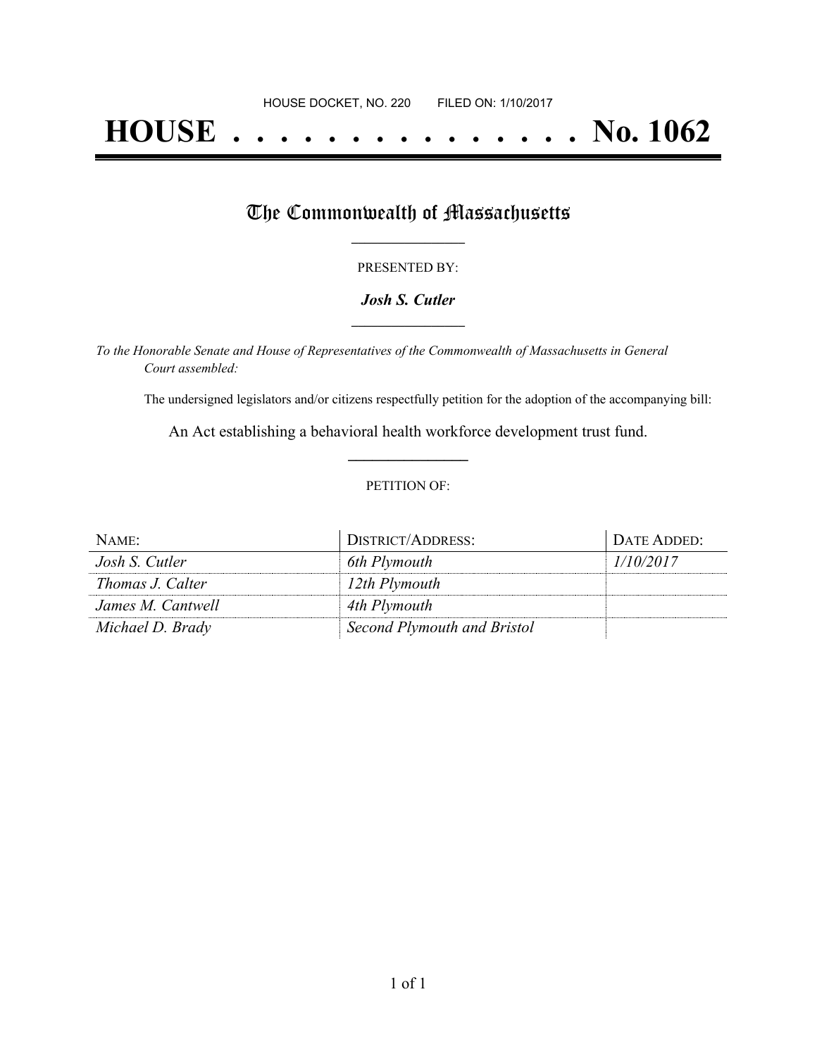HOUSE DOCKET, NO. 220 FILED ON: 1/10/2017

# HOUSE . . . . . . . . . . . . . . . No. 1062

## The Commonwealth of Massachusetts

PRESENTED BY:

***Josh S. Cutler***

*To the Honorable Senate and House of Representatives of the Commonwealth of Massachusetts in General Court assembled:*

The undersigned legislators and/or citizens respectfully petition for the adoption of the accompanying bill:

An Act establishing a behavioral health workforce development trust fund.

PETITION OF:

| NAME: | DISTRICT/ADDRESS: | DATE ADDED: |
|---|---|---|
| *Josh S. Cutler* | *6th Plymouth* | *1/10/2017* |
| *Thomas J. Calter* | *12th Plymouth* | |
| *James M. Cantwell* | *4th Plymouth* | |
| *Michael D. Brady* | *Second Plymouth and Bristol* | |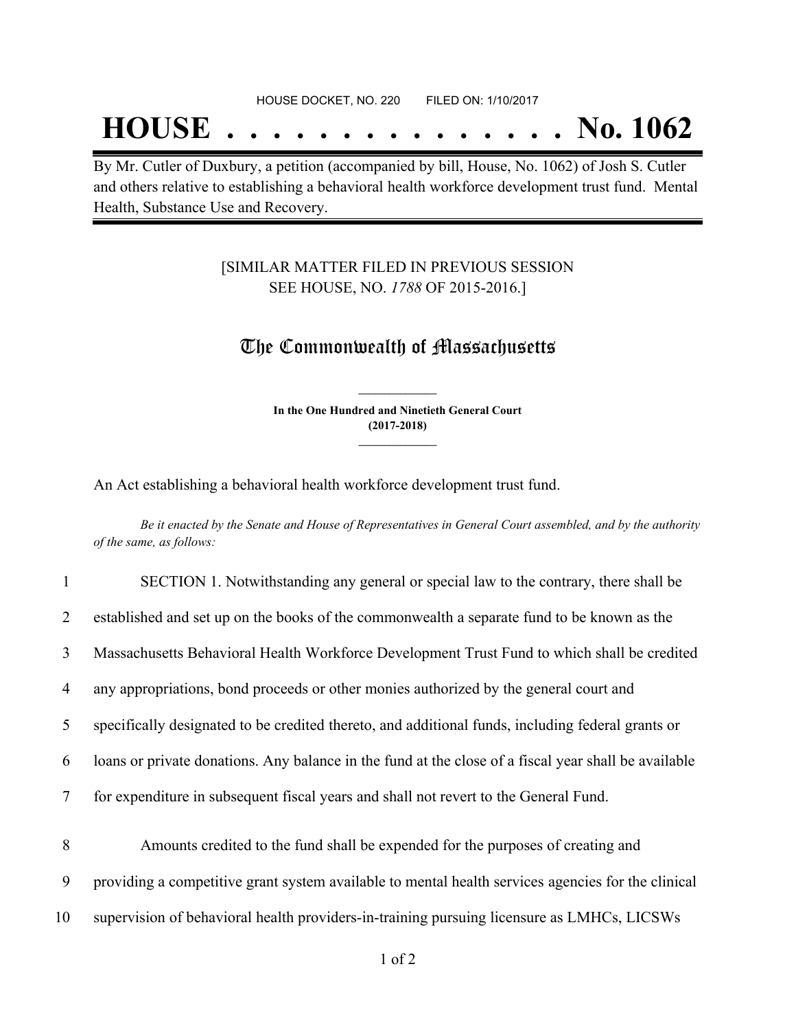HOUSE DOCKET, NO. 220        FILED ON: 1/10/2017

# HOUSE . . . . . . . . . . . . . . . No. 1062

By Mr. Cutler of Duxbury, a petition (accompanied by bill, House, No. 1062) of Josh S. Cutler and others relative to establishing a behavioral health workforce development trust fund. Mental Health, Substance Use and Recovery.

[SIMILAR MATTER FILED IN PREVIOUS SESSION SEE HOUSE, NO. *1788* OF 2015-2016.]

## The Commonwealth of Massachusetts

**In the One Hundred and Ninetieth General Court (2017-2018)**

An Act establishing a behavioral health workforce development trust fund.

*Be it enacted by the Senate and House of Representatives in General Court assembled, and by the authority of the same, as follows:*

1 SECTION 1. Notwithstanding any general or special law to the contrary, there shall be
2 established and set up on the books of the commonwealth a separate fund to be known as the
3 Massachusetts Behavioral Health Workforce Development Trust Fund to which shall be credited
4 any appropriations, bond proceeds or other monies authorized by the general court and
5 specifically designated to be credited thereto, and additional funds, including federal grants or
6 loans or private donations. Any balance in the fund at the close of a fiscal year shall be available
7 for expenditure in subsequent fiscal years and shall not revert to the General Fund.

8 Amounts credited to the fund shall be expended for the purposes of creating and
9 providing a competitive grant system available to mental health services agencies for the clinical
10 supervision of behavioral health providers-in-training pursuing licensure as LMHCs, LICSWs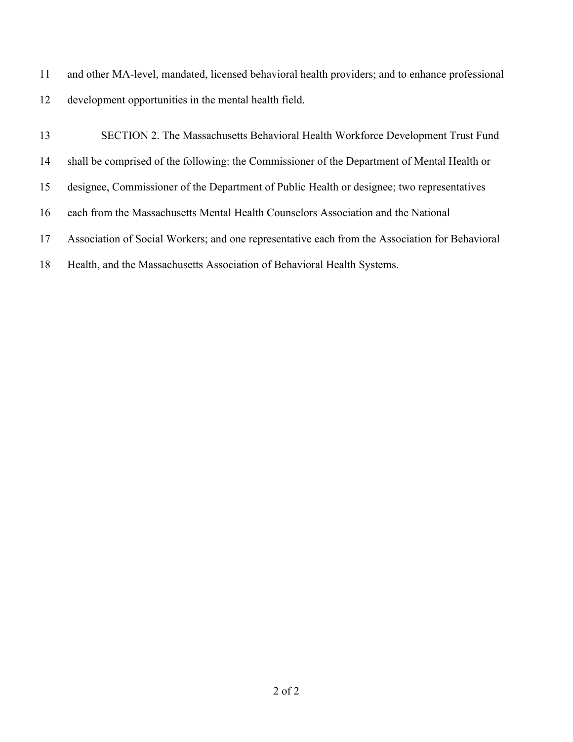and other MA-level, mandated, licensed behavioral health providers; and to enhance professional development opportunities in the mental health field.

SECTION 2. The Massachusetts Behavioral Health Workforce Development Trust Fund shall be comprised of the following: the Commissioner of the Department of Mental Health or designee, Commissioner of the Department of Public Health or designee; two representatives each from the Massachusetts Mental Health Counselors Association and the National Association of Social Workers; and one representative each from the Association for Behavioral Health, and the Massachusetts Association of Behavioral Health Systems.